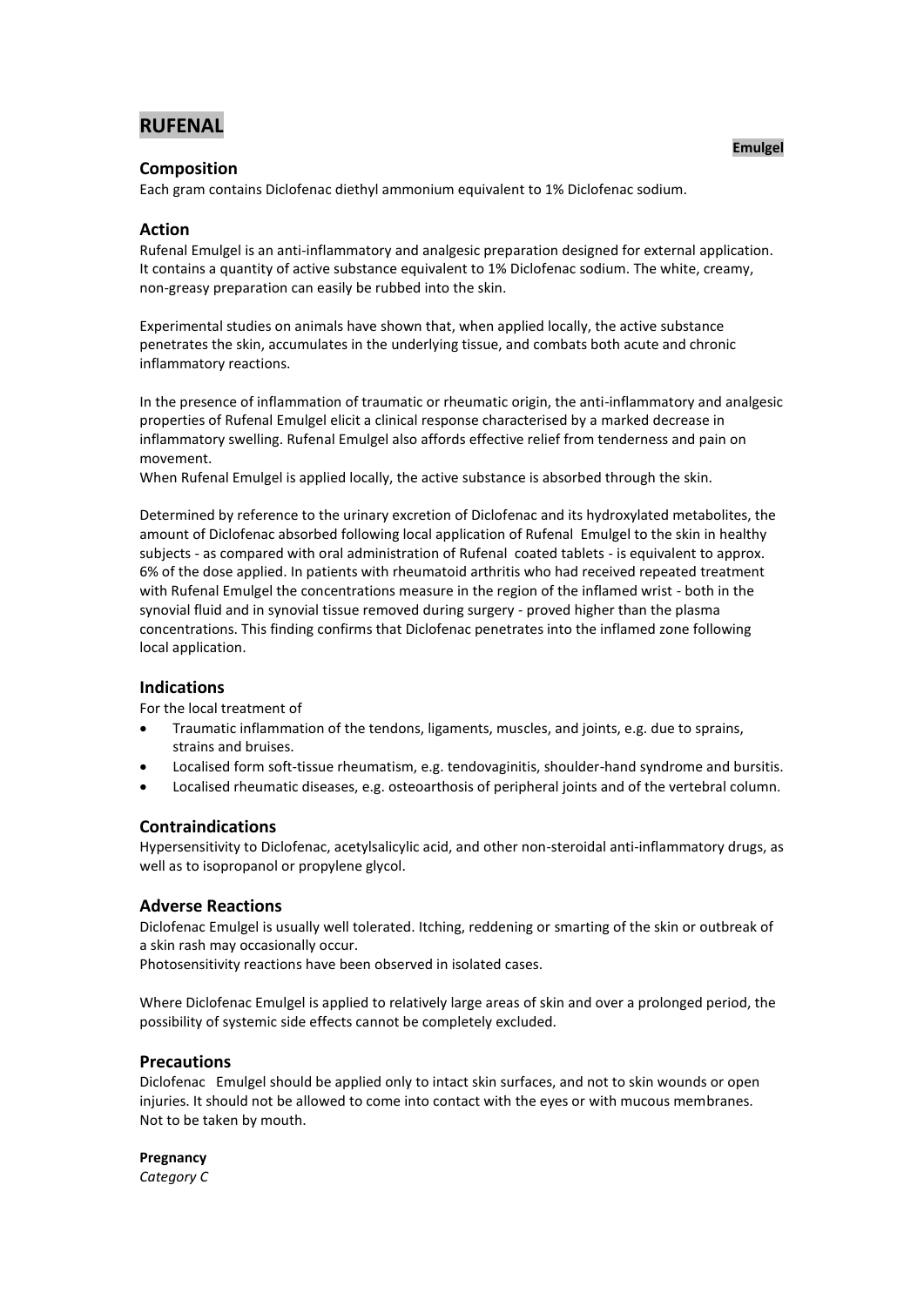# RUFENAL

**Emulgel**

## Composition

Each gram contains Diclofenac diethyl ammonium equivalent to 1% Diclofenac sodium.

## Action

Rufenal Emulgel is an anti-inflammatory and analgesic preparation designed for external application. It contains a quantity of active substance equivalent to 1% Diclofenac sodium. The white, creamy, non-greasy preparation can easily be rubbed into the skin.

Experimental studies on animals have shown that, when applied locally, the active substance penetrates the skin, accumulates in the underlying tissue, and combats both acute and chronic inflammatory reactions.

In the presence of inflammation of traumatic or rheumatic origin, the anti-inflammatory and analgesic properties of Rufenal Emulgel elicit a clinical response characterised by a marked decrease in inflammatory swelling. Rufenal Emulgel also affords effective relief from tenderness and pain on movement.
When Rufenal Emulgel is applied locally, the active substance is absorbed through the skin.

Determined by reference to the urinary excretion of Diclofenac and its hydroxylated metabolites, the amount of Diclofenac absorbed following local application of Rufenal Emulgel to the skin in healthy subjects - as compared with oral administration of Rufenal coated tablets - is equivalent to approx. 6% of the dose applied. In patients with rheumatoid arthritis who had received repeated treatment with Rufenal Emulgel the concentrations measure in the region of the inflamed wrist - both in the synovial fluid and in synovial tissue removed during surgery - proved higher than the plasma concentrations. This finding confirms that Diclofenac penetrates into the inflamed zone following local application.

## Indications

For the local treatment of

- Traumatic inflammation of the tendons, ligaments, muscles, and joints, e.g. due to sprains, strains and bruises.
- Localised form soft-tissue rheumatism, e.g. tendovaginitis, shoulder-hand syndrome and bursitis.
- Localised rheumatic diseases, e.g. osteoarthosis of peripheral joints and of the vertebral column.

## Contraindications

Hypersensitivity to Diclofenac, acetylsalicylic acid, and other non-steroidal anti-inflammatory drugs, as well as to isopropanol or propylene glycol.

## Adverse Reactions

Diclofenac Emulgel is usually well tolerated. Itching, reddening or smarting of the skin or outbreak of a skin rash may occasionally occur.
Photosensitivity reactions have been observed in isolated cases.

Where Diclofenac Emulgel is applied to relatively large areas of skin and over a prolonged period, the possibility of systemic side effects cannot be completely excluded.

## Precautions

Diclofenac Emulgel should be applied only to intact skin surfaces, and not to skin wounds or open injuries. It should not be allowed to come into contact with the eyes or with mucous membranes.
Not to be taken by mouth.

**Pregnancy**
*Category C*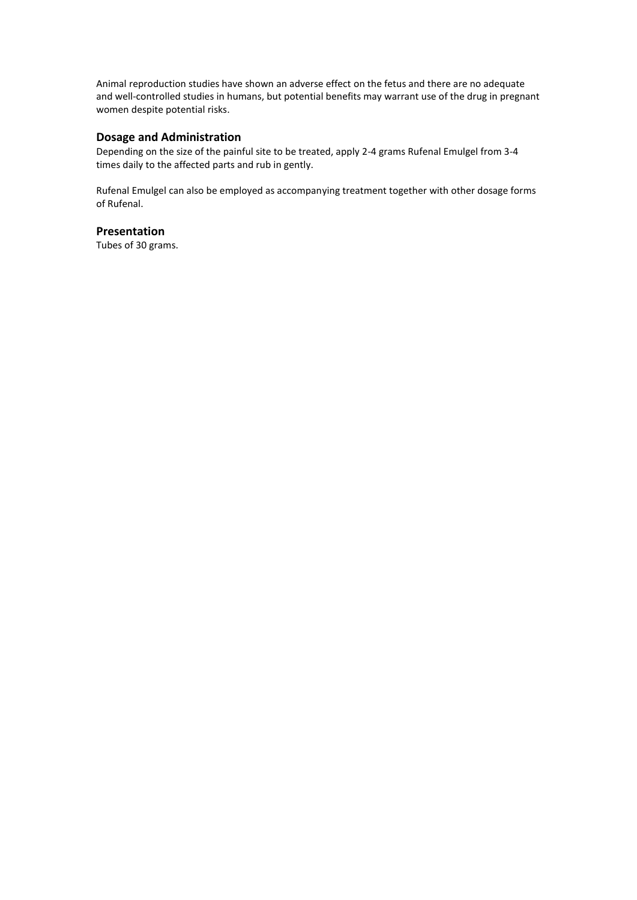Animal reproduction studies have shown an adverse effect on the fetus and there are no adequate and well-controlled studies in humans, but potential benefits may warrant use of the drug in pregnant women despite potential risks.

## Dosage and Administration

Depending on the size of the painful site to be treated, apply 2-4 grams Rufenal Emulgel from 3-4 times daily to the affected parts and rub in gently.

Rufenal Emulgel can also be employed as accompanying treatment together with other dosage forms of Rufenal.

## Presentation

Tubes of 30 grams.